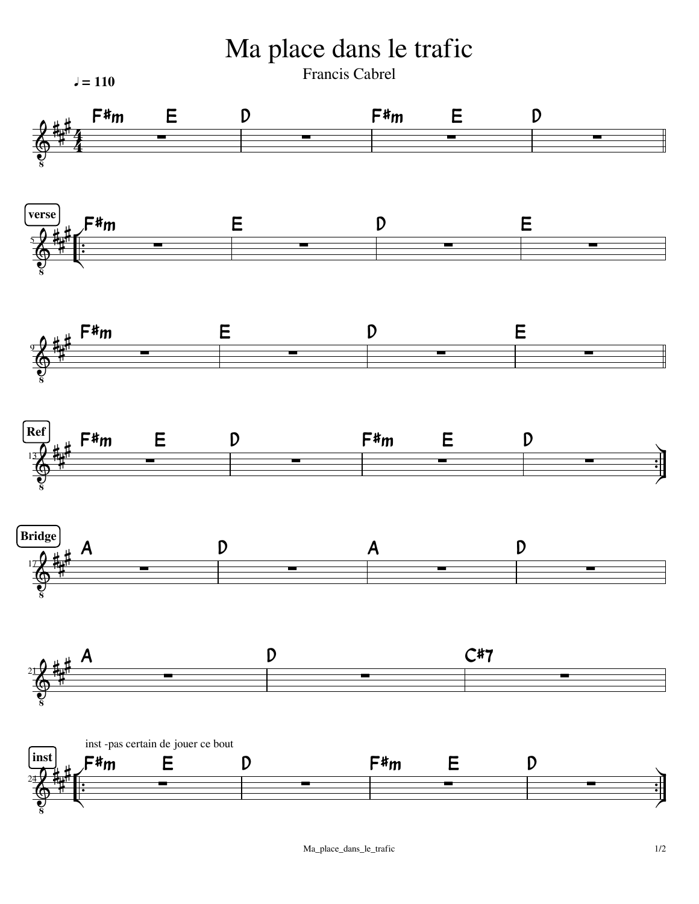# Ma place dans le trafic

Francis Cabrel

♩ = 110

| F#m E | D | F#m E | D ||

**verse**

|: F#m | E | D | E |

| F#m | E | D | E ||

**Ref**

| F#m E | D | F#m E | D :|

**Bridge**

| A | D | A | D |

| A | D | C#7 |

inst -pas certain de jouer ce bout

**inst**

|: F#m E | D | F#m E | D :|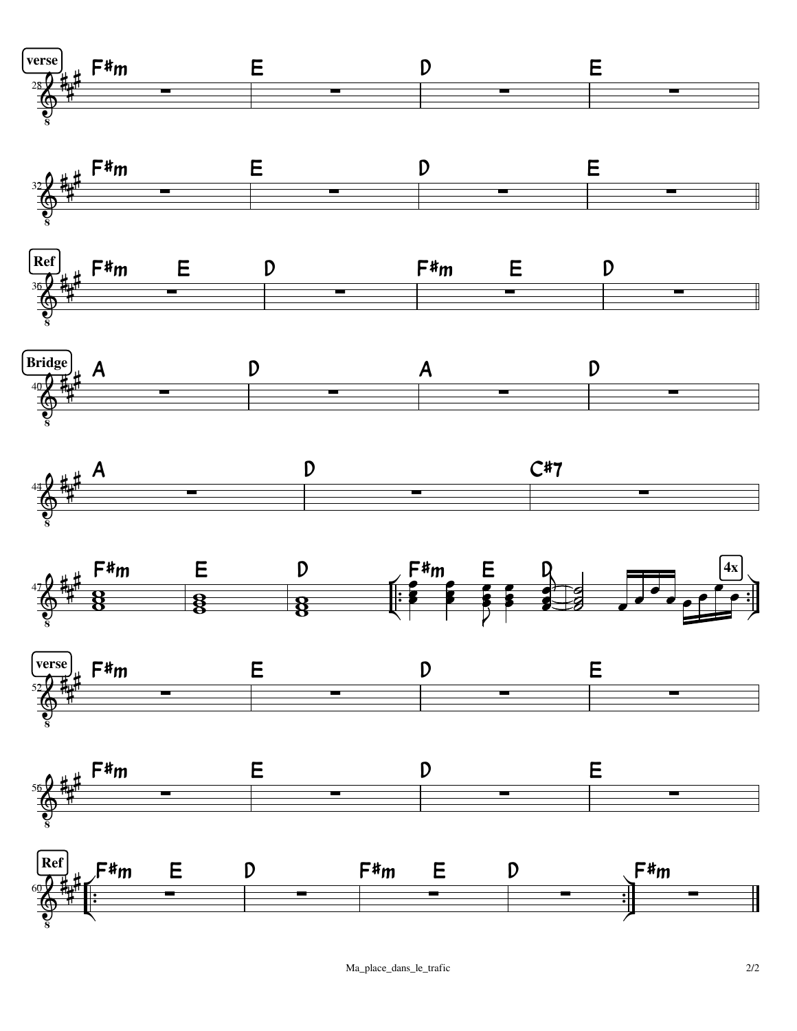**verse**

F#m | E | D | E

F#m | E | D | E

**Ref**

F#m E | D | F#m E | D

**Bridge**

A | D | A | D

A | D | C#7

F#m | E | D | F#m E | D

4x

**verse**

F#m | E | D | E

F#m | E | D | E

**Ref**

F#m E | D | F#m E | D | F#m